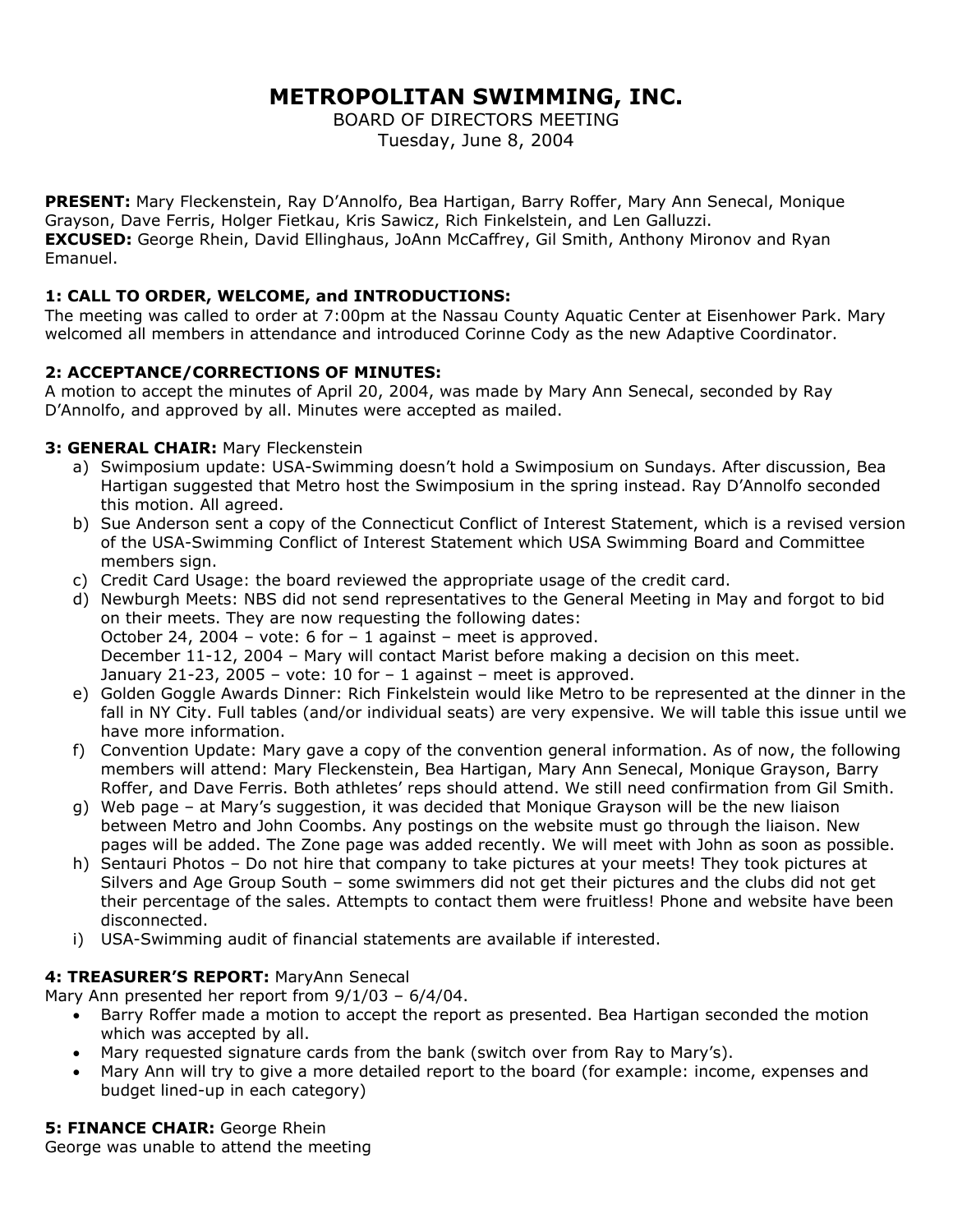# METROPOLITAN SWIMMING, INC.

BOARD OF DIRECTORS MEETING
Tuesday, June 8, 2004

**PRESENT:** Mary Fleckenstein, Ray D'Annolfo, Bea Hartigan, Barry Roffer, Mary Ann Senecal, Monique Grayson, Dave Ferris, Holger Fietkau, Kris Sawicz, Rich Finkelstein, and Len Galluzzi.
**EXCUSED:** George Rhein, David Ellinghaus, JoAnn McCaffrey, Gil Smith, Anthony Mironov and Ryan Emanuel.

### 1: CALL TO ORDER, WELCOME, and INTRODUCTIONS:

The meeting was called to order at 7:00pm at the Nassau County Aquatic Center at Eisenhower Park. Mary welcomed all members in attendance and introduced Corinne Cody as the new Adaptive Coordinator.

### 2: ACCEPTANCE/CORRECTIONS OF MINUTES:

A motion to accept the minutes of April 20, 2004, was made by Mary Ann Senecal, seconded by Ray D'Annolfo, and approved by all. Minutes were accepted as mailed.

### 3: GENERAL CHAIR: Mary Fleckenstein

a) Swimposium update: USA-Swimming doesn't hold a Swimposium on Sundays. After discussion, Bea Hartigan suggested that Metro host the Swimposium in the spring instead. Ray D'Annolfo seconded this motion. All agreed.
b) Sue Anderson sent a copy of the Connecticut Conflict of Interest Statement, which is a revised version of the USA-Swimming Conflict of Interest Statement which USA Swimming Board and Committee members sign.
c) Credit Card Usage: the board reviewed the appropriate usage of the credit card.
d) Newburgh Meets: NBS did not send representatives to the General Meeting in May and forgot to bid on their meets. They are now requesting the following dates:
   October 24, 2004 – vote: 6 for – 1 against – meet is approved.
   December 11-12, 2004 – Mary will contact Marist before making a decision on this meet.
   January 21-23, 2005 – vote: 10 for – 1 against – meet is approved.
e) Golden Goggle Awards Dinner: Rich Finkelstein would like Metro to be represented at the dinner in the fall in NY City. Full tables (and/or individual seats) are very expensive. We will table this issue until we have more information.
f) Convention Update: Mary gave a copy of the convention general information. As of now, the following members will attend: Mary Fleckenstein, Bea Hartigan, Mary Ann Senecal, Monique Grayson, Barry Roffer, and Dave Ferris. Both athletes' reps should attend. We still need confirmation from Gil Smith.
g) Web page – at Mary's suggestion, it was decided that Monique Grayson will be the new liaison between Metro and John Coombs. Any postings on the website must go through the liaison. New pages will be added. The Zone page was added recently. We will meet with John as soon as possible.
h) Sentauri Photos – Do not hire that company to take pictures at your meets! They took pictures at Silvers and Age Group South – some swimmers did not get their pictures and the clubs did not get their percentage of the sales. Attempts to contact them were fruitless! Phone and website have been disconnected.
i) USA-Swimming audit of financial statements are available if interested.

### 4: TREASURER'S REPORT: MaryAnn Senecal

Mary Ann presented her report from 9/1/03 – 6/4/04.

- Barry Roffer made a motion to accept the report as presented. Bea Hartigan seconded the motion which was accepted by all.
- Mary requested signature cards from the bank (switch over from Ray to Mary's).
- Mary Ann will try to give a more detailed report to the board (for example: income, expenses and budget lined-up in each category)

### 5: FINANCE CHAIR: George Rhein

George was unable to attend the meeting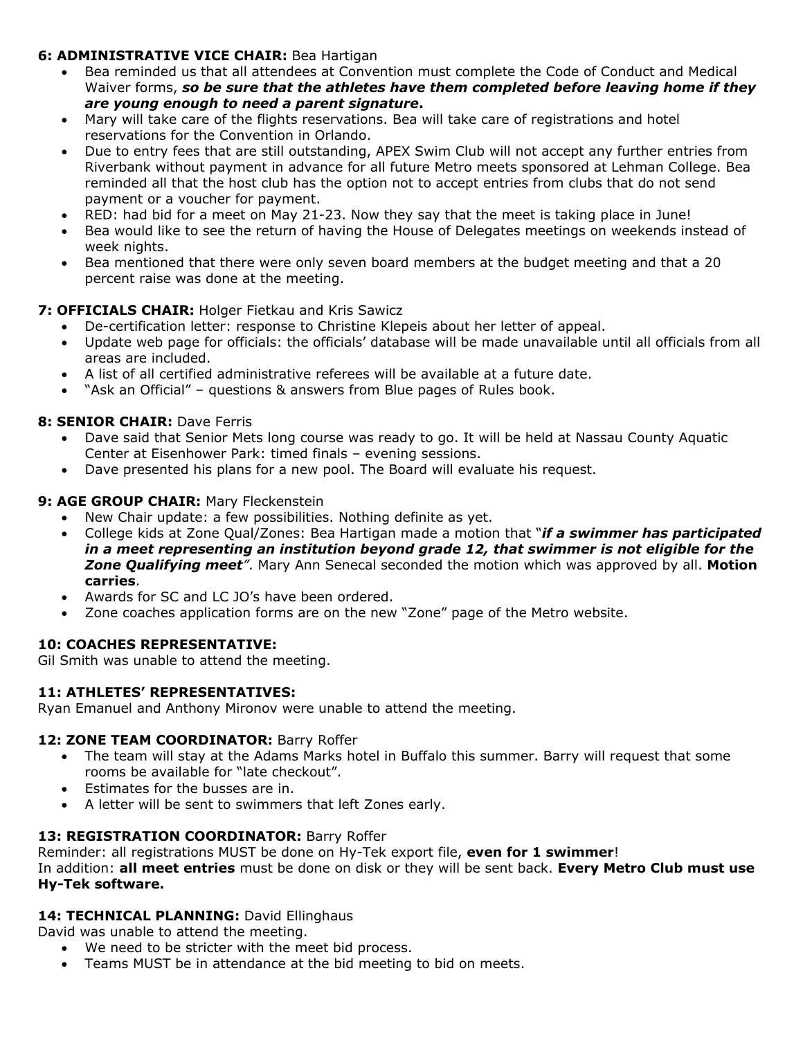### 6: ADMINISTRATIVE VICE CHAIR: Bea Hartigan

- Bea reminded us that all attendees at Convention must complete the Code of Conduct and Medical Waiver forms, ***so be sure that the athletes have them completed before leaving home if they are young enough to need a parent signature*****.**
- Mary will take care of the flights reservations. Bea will take care of registrations and hotel reservations for the Convention in Orlando.
- Due to entry fees that are still outstanding, APEX Swim Club will not accept any further entries from Riverbank without payment in advance for all future Metro meets sponsored at Lehman College. Bea reminded all that the host club has the option not to accept entries from clubs that do not send payment or a voucher for payment.
- RED: had bid for a meet on May 21-23. Now they say that the meet is taking place in June!
- Bea would like to see the return of having the House of Delegates meetings on weekends instead of week nights.
- Bea mentioned that there were only seven board members at the budget meeting and that a 20 percent raise was done at the meeting.

### 7: OFFICIALS CHAIR: Holger Fietkau and Kris Sawicz

- De-certification letter: response to Christine Klepeis about her letter of appeal.
- Update web page for officials: the officials' database will be made unavailable until all officials from all areas are included.
- A list of all certified administrative referees will be available at a future date.
- "Ask an Official" – questions & answers from Blue pages of Rules book.

### 8: SENIOR CHAIR: Dave Ferris

- Dave said that Senior Mets long course was ready to go. It will be held at Nassau County Aquatic Center at Eisenhower Park: timed finals – evening sessions.
- Dave presented his plans for a new pool. The Board will evaluate his request.

### 9: AGE GROUP CHAIR: Mary Fleckenstein

- New Chair update: a few possibilities. Nothing definite as yet.
- College kids at Zone Qual/Zones: Bea Hartigan made a motion that "***if a swimmer has participated in a meet representing an institution beyond grade 12, that swimmer is not eligible for the Zone Qualifying meet***". Mary Ann Senecal seconded the motion which was approved by all. **Motion carries**.
- Awards for SC and LC JO's have been ordered.
- Zone coaches application forms are on the new "Zone" page of the Metro website.

### 10: COACHES REPRESENTATIVE:

Gil Smith was unable to attend the meeting.

### 11: ATHLETES' REPRESENTATIVES:

Ryan Emanuel and Anthony Mironov were unable to attend the meeting.

### 12: ZONE TEAM COORDINATOR: Barry Roffer

- The team will stay at the Adams Marks hotel in Buffalo this summer. Barry will request that some rooms be available for "late checkout".
- Estimates for the busses are in.
- A letter will be sent to swimmers that left Zones early.

### 13: REGISTRATION COORDINATOR: Barry Roffer

Reminder: all registrations MUST be done on Hy-Tek export file, **even for 1 swimmer**!
In addition: **all meet entries** must be done on disk or they will be sent back. **Every Metro Club must use Hy-Tek software.**

### 14: TECHNICAL PLANNING: David Ellinghaus

David was unable to attend the meeting.

- We need to be stricter with the meet bid process.
- Teams MUST be in attendance at the bid meeting to bid on meets.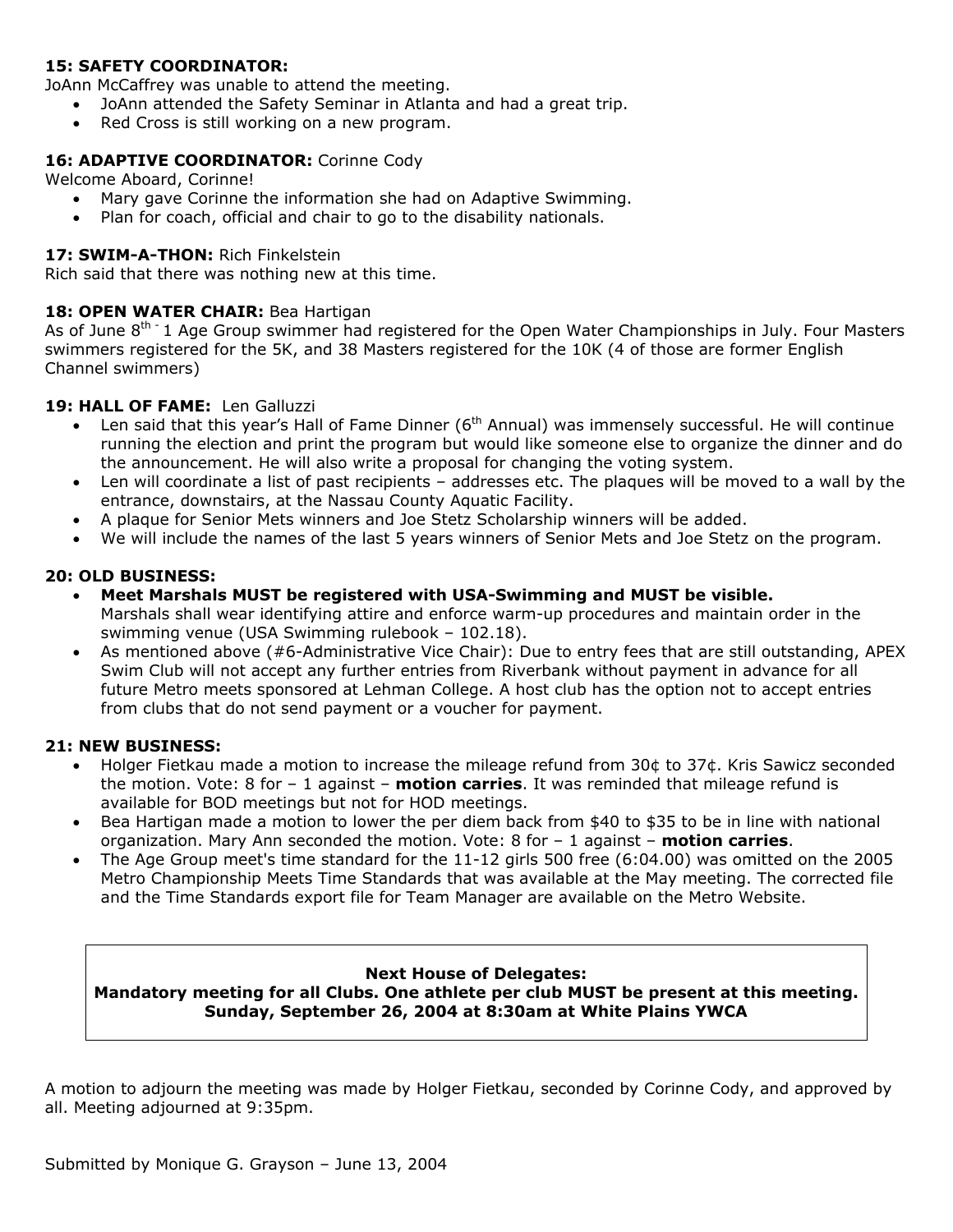**15: SAFETY COORDINATOR:**

JoAnn McCaffrey was unable to attend the meeting.

- JoAnn attended the Safety Seminar in Atlanta and had a great trip.
- Red Cross is still working on a new program.

**16: ADAPTIVE COORDINATOR:** Corinne Cody

Welcome Aboard, Corinne!

- Mary gave Corinne the information she had on Adaptive Swimming.
- Plan for coach, official and chair to go to the disability nationals.

**17: SWIM-A-THON:** Rich Finkelstein

Rich said that there was nothing new at this time.

**18: OPEN WATER CHAIR:** Bea Hartigan

As of June 8th - 1 Age Group swimmer had registered for the Open Water Championships in July. Four Masters swimmers registered for the 5K, and 38 Masters registered for the 10K (4 of those are former English Channel swimmers)

**19: HALL OF FAME:** Len Galluzzi

- Len said that this year's Hall of Fame Dinner (6th Annual) was immensely successful. He will continue running the election and print the program but would like someone else to organize the dinner and do the announcement. He will also write a proposal for changing the voting system.
- Len will coordinate a list of past recipients – addresses etc. The plaques will be moved to a wall by the entrance, downstairs, at the Nassau County Aquatic Facility.
- A plaque for Senior Mets winners and Joe Stetz Scholarship winners will be added.
- We will include the names of the last 5 years winners of Senior Mets and Joe Stetz on the program.

**20: OLD BUSINESS:**

- **Meet Marshals MUST be registered with USA-Swimming and MUST be visible.** Marshals shall wear identifying attire and enforce warm-up procedures and maintain order in the swimming venue (USA Swimming rulebook – 102.18).
- As mentioned above (#6-Administrative Vice Chair): Due to entry fees that are still outstanding, APEX Swim Club will not accept any further entries from Riverbank without payment in advance for all future Metro meets sponsored at Lehman College. A host club has the option not to accept entries from clubs that do not send payment or a voucher for payment.

**21: NEW BUSINESS:**

- Holger Fietkau made a motion to increase the mileage refund from 30¢ to 37¢. Kris Sawicz seconded the motion. Vote: 8 for – 1 against – **motion carries**. It was reminded that mileage refund is available for BOD meetings but not for HOD meetings.
- Bea Hartigan made a motion to lower the per diem back from $40 to $35 to be in line with national organization. Mary Ann seconded the motion. Vote: 8 for – 1 against – **motion carries**.
- The Age Group meet's time standard for the 11-12 girls 500 free (6:04.00) was omitted on the 2005 Metro Championship Meets Time Standards that was available at the May meeting. The corrected file and the Time Standards export file for Team Manager are available on the Metro Website.

**Next House of Delegates:**
**Mandatory meeting for all Clubs. One athlete per club MUST be present at this meeting.**
**Sunday, September 26, 2004 at 8:30am at White Plains YWCA**

A motion to adjourn the meeting was made by Holger Fietkau, seconded by Corinne Cody, and approved by all. Meeting adjourned at 9:35pm.

Submitted by Monique G. Grayson – June 13, 2004